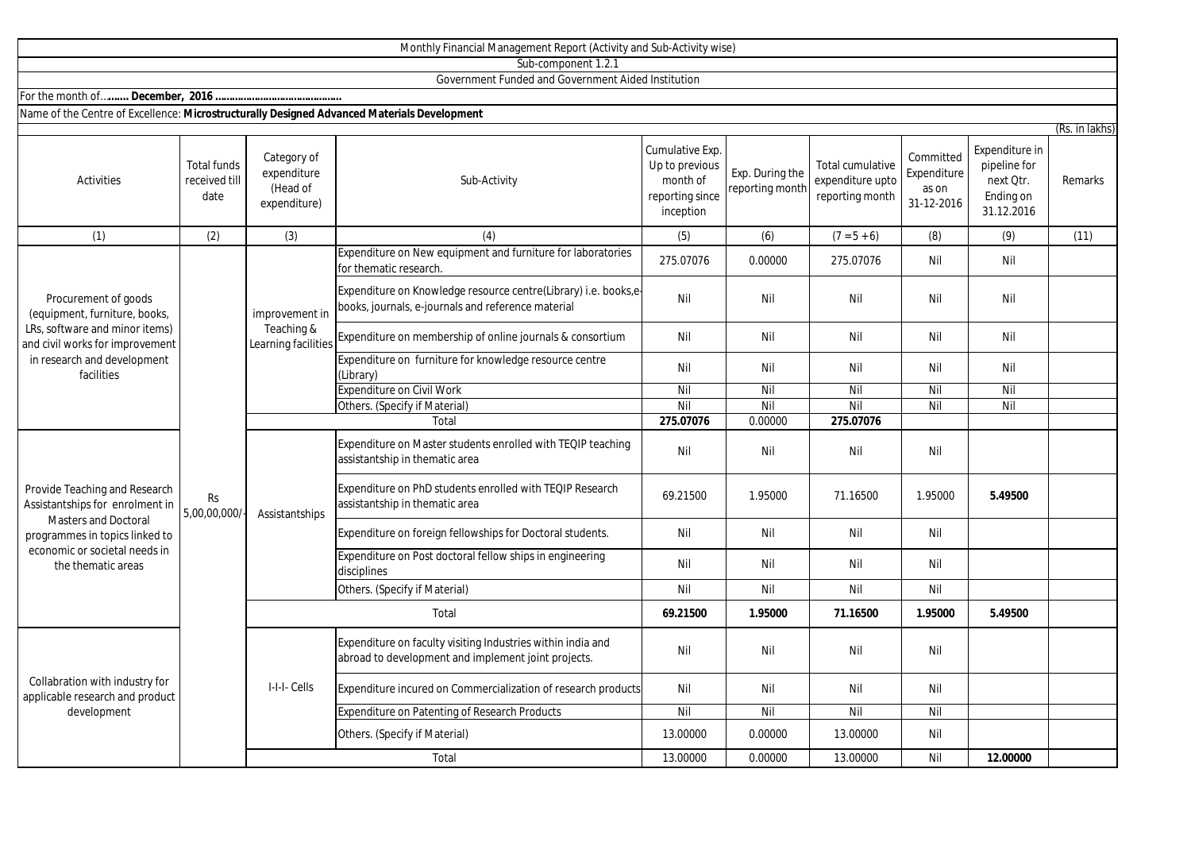Monthly Financial Management Report (Activity and Sub-Activity wise)

Sub-component 1.2.1

Government Funded and Government Aided Institution

For the month of…**…… December, 2016 …………………………………**

Name of the Centre of Excellence: **Microstructurally Designed Advanced Materials Development**

(Rs. in lakhs)

| Activities | Total funds received till date | Category of expenditure (Head of expenditure) | Sub-Activity | Cumulative Exp. Up to previous month of reporting since inception | Exp. During the reporting month | Total cumulative expenditure upto reporting month | Committed Expenditure as on 31-12-2016 | Expenditure in pipeline for next Qtr. Ending on 31.12.2016 | Remarks |
|---|---|---|---|---|---|---|---|---|---|
| (1) | (2) | (3) | (4) | (5) | (6) | (7 = 5 + 6) | (8) | (9) | (11) |
| Procurement of goods (equipment, furniture, books, LRs, software and minor items) and civil works for improvement in research and development facilities | Rs 5,00,00,000/- | improvement in Teaching & Learning facilities | Expenditure on New equipment and furniture for laboratories for thematic research. | 275.07076 | 0.00000 | 275.07076 | Nil | Nil | |
| | | | Expenditure on Knowledge resource centre(Library) i.e. books,e-books, journals, e-journals and reference material | Nil | Nil | Nil | Nil | Nil | |
| | | | Expenditure on membership of online journals & consortium | Nil | Nil | Nil | Nil | Nil | |
| | | | Expenditure on furniture for knowledge resource centre (Library) | Nil | Nil | Nil | Nil | Nil | |
| | | | Expenditure on Civil Work | Nil | Nil | Nil | Nil | Nil | |
| | | | Others. (Specify if Material) | Nil | Nil | Nil | Nil | Nil | |
| | | | Total | **275.07076** | 0.00000 | **275.07076** | | | |
| Provide Teaching and Research Assistantships for enrolment in Masters and Doctoral programmes in topics linked to economic or societal needs in the thematic areas | | Assistantships | Expenditure on Master students enrolled with TEQIP teaching assistantship in thematic area | Nil | Nil | Nil | Nil | | |
| | | | Expenditure on PhD students enrolled with TEQIP Research assistantship in thematic area | 69.21500 | 1.95000 | 71.16500 | 1.95000 | **5.49500** | |
| | | | Expenditure on foreign fellowships for Doctoral students. | Nil | Nil | Nil | Nil | | |
| | | | Expenditure on Post doctoral fellow ships in engineering disciplines | Nil | Nil | Nil | Nil | | |
| | | | Others. (Specify if Material) | Nil | Nil | Nil | Nil | | |
| | | | Total | **69.21500** | **1.95000** | **71.16500** | **1.95000** | **5.49500** | |
| Collabration with industry for applicable research and product development | | I-I-I- Cells | Expenditure on faculty visiting Industries within india and abroad to development and implement joint projects. | Nil | Nil | Nil | Nil | | |
| | | | Expenditure incured on Commercialization of research products | Nil | Nil | Nil | Nil | | |
| | | | Expenditure on Patenting of Research Products | Nil | Nil | Nil | Nil | | |
| | | | Others. (Specify if Material) | 13.00000 | 0.00000 | 13.00000 | Nil | | |
| | | | Total | 13.00000 | 0.00000 | 13.00000 | Nil | **12.00000** | |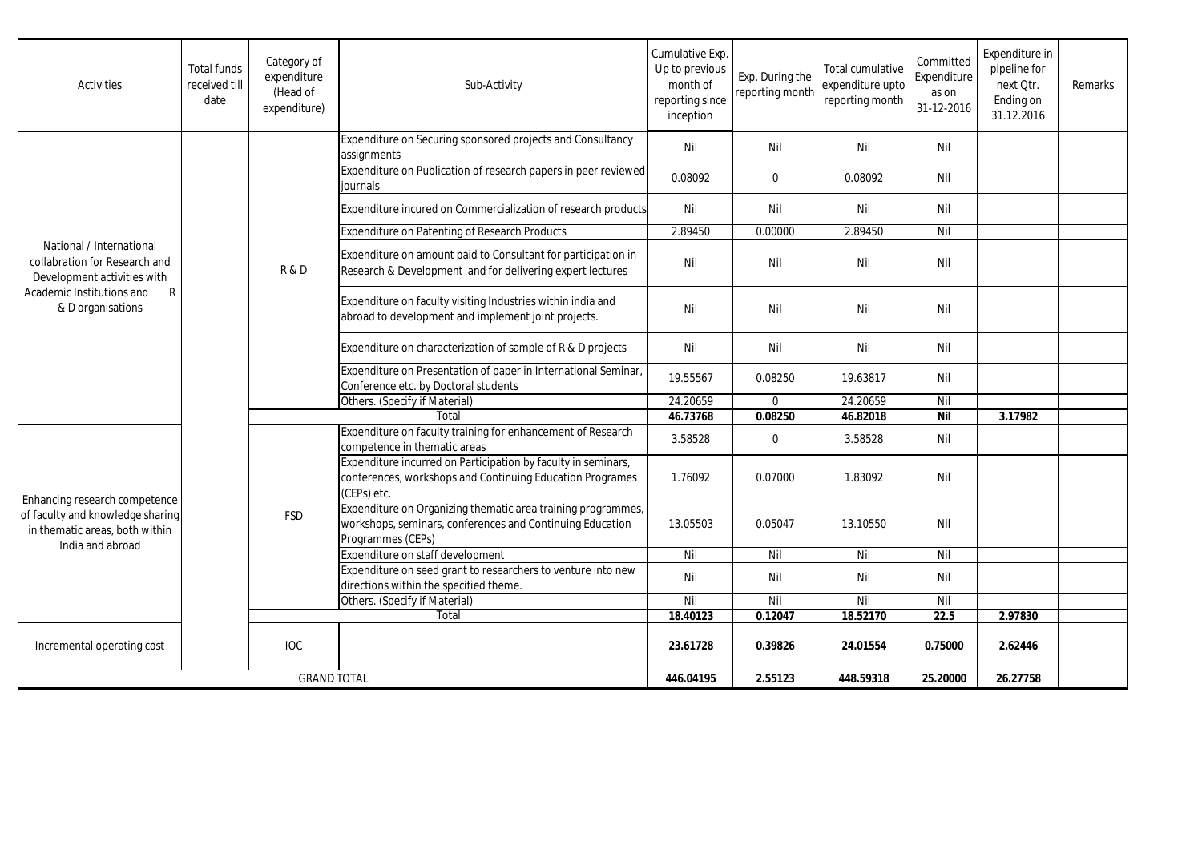| Activities | Total funds received till date | Category of expenditure (Head of expenditure) | Sub-Activity | Cumulative Exp. Up to previous month of reporting since inception | Exp. During the reporting month | Total cumulative expenditure upto reporting month | Committed Expenditure as on 31-12-2016 | Expenditure in pipeline for next Qtr. Ending on 31.12.2016 | Remarks |
|---|---|---|---|---|---|---|---|---|---|
| National / International collabration for Research and Development activities with Academic Institutions and R & D organisations | | R & D | Expenditure on Securing sponsored projects and Consultancy assignments | Nil | Nil | Nil | Nil | | |
| | | | Expenditure on Publication of research papers in peer reviewed journals | 0.08092 | 0 | 0.08092 | Nil | | |
| | | | Expenditure incured on Commercialization of research products | Nil | Nil | Nil | Nil | | |
| | | | Expenditure on Patenting of Research Products | 2.89450 | 0.00000 | 2.89450 | Nil | | |
| | | | Expenditure on amount paid to Consultant for participation in Research & Development and for delivering expert lectures | Nil | Nil | Nil | Nil | | |
| | | | Expenditure on faculty visiting Industries within india and abroad to development and implement joint projects. | Nil | Nil | Nil | Nil | | |
| | | | Expenditure on characterization of sample of R & D projects | Nil | Nil | Nil | Nil | | |
| | | | Expenditure on Presentation of paper in International Seminar, Conference etc. by Doctoral students | 19.55567 | 0.08250 | 19.63817 | Nil | | |
| | | | Others. (Specify if Material) | 24.20659 | 0 | 24.20659 | Nil | | |
| | | | **Total** | **46.73768** | **0.08250** | **46.82018** | **Nil** | **3.17982** | |
| Enhancing research competence of faculty and knowledge sharing in thematic areas, both within India and abroad | | FSD | Expenditure on faculty training for enhancement of Research competence in thematic areas | 3.58528 | 0 | 3.58528 | Nil | | |
| | | | Expenditure incurred on Participation by faculty in seminars, conferences, workshops and Continuing Education Programes (CEPs) etc. | 1.76092 | 0.07000 | 1.83092 | Nil | | |
| | | | Expenditure on Organizing thematic area training programmes, workshops, seminars, conferences and Continuing Education Programmes (CEPs) | 13.05503 | 0.05047 | 13.10550 | Nil | | |
| | | | Expenditure on staff development | Nil | Nil | Nil | Nil | | |
| | | | Expenditure on seed grant to researchers to venture into new directions within the specified theme. | Nil | Nil | Nil | Nil | | |
| | | | Others. (Specify if Material) | Nil | Nil | Nil | Nil | | |
| | | | **Total** | **18.40123** | **0.12047** | **18.52170** | **22.5** | **2.97830** | |
| Incremental operating cost | | IOC | | **23.61728** | **0.39826** | **24.01554** | **0.75000** | **2.62446** | |
| GRAND TOTAL | | | | **446.04195** | **2.55123** | **448.59318** | **25.20000** | **26.27758** | |